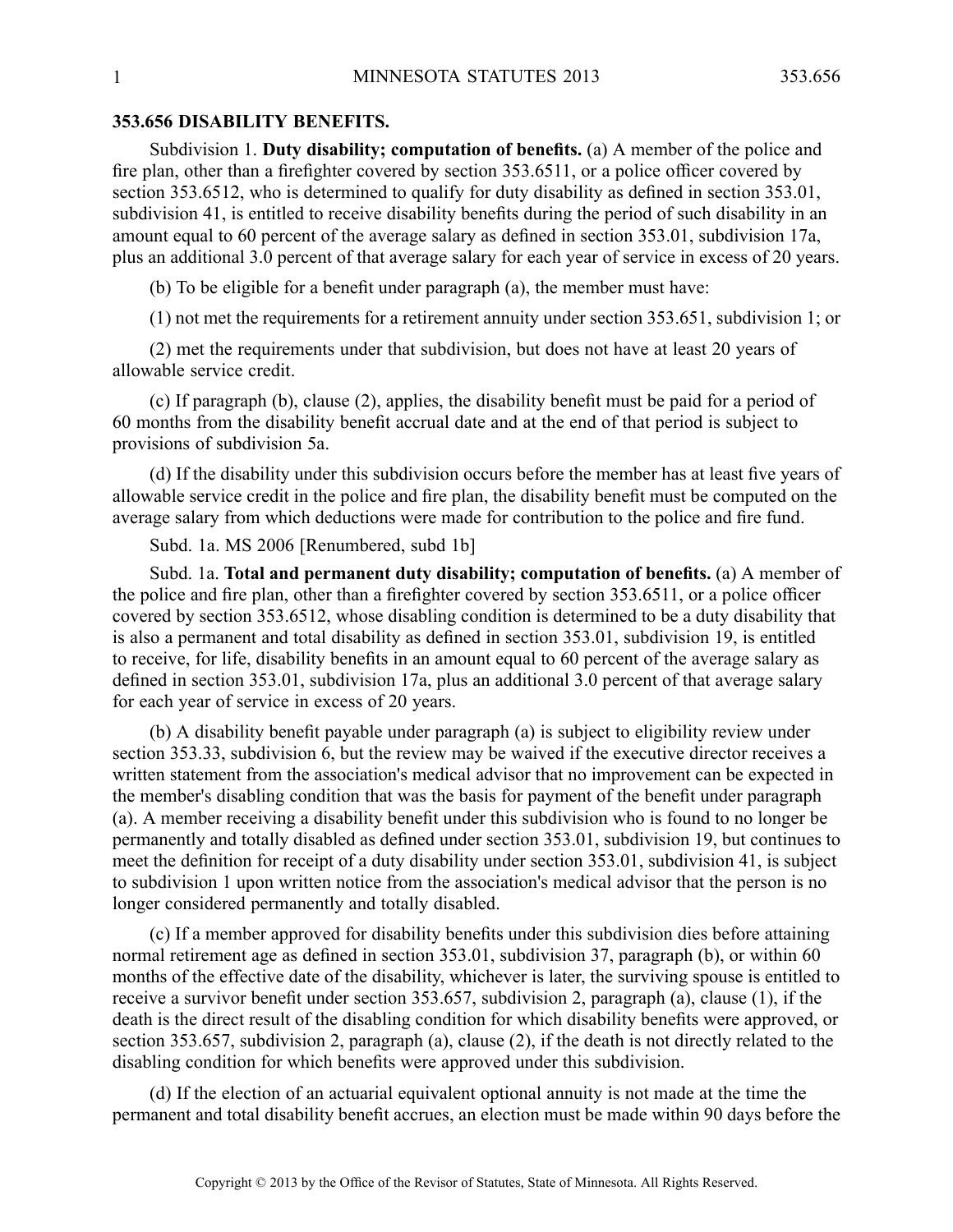## 353.656 DISABILITY BENEFITS.

Subdivision 1. **Duty disability; computation of benefits.** (a) A member of the police and fire plan, other than a firefighter covered by section 353.6511, or a police officer covered by section 353.6512, who is determined to qualify for duty disability as defined in section 353.01, subdivision 41, is entitled to receive disability benefits during the period of such disability in an amount equal to 60 percent of the average salary as defined in section 353.01, subdivision 17a, plus an additional 3.0 percent of that average salary for each year of service in excess of 20 years.

(b) To be eligible for a benefit under paragraph (a), the member must have:

(1) not met the requirements for a retirement annuity under section 353.651, subdivision 1; or

(2) met the requirements under that subdivision, but does not have at least 20 years of allowable service credit.

(c) If paragraph (b), clause (2), applies, the disability benefit must be paid for a period of 60 months from the disability benefit accrual date and at the end of that period is subject to provisions of subdivision 5a.

(d) If the disability under this subdivision occurs before the member has at least five years of allowable service credit in the police and fire plan, the disability benefit must be computed on the average salary from which deductions were made for contribution to the police and fire fund.

Subd. 1a. MS 2006 [Renumbered, subd 1b]

Subd. 1a. **Total and permanent duty disability; computation of benefits.** (a) A member of the police and fire plan, other than a firefighter covered by section 353.6511, or a police officer covered by section 353.6512, whose disabling condition is determined to be a duty disability that is also a permanent and total disability as defined in section 353.01, subdivision 19, is entitled to receive, for life, disability benefits in an amount equal to 60 percent of the average salary as defined in section 353.01, subdivision 17a, plus an additional 3.0 percent of that average salary for each year of service in excess of 20 years.

(b) A disability benefit payable under paragraph (a) is subject to eligibility review under section 353.33, subdivision 6, but the review may be waived if the executive director receives a written statement from the association's medical advisor that no improvement can be expected in the member's disabling condition that was the basis for payment of the benefit under paragraph (a). A member receiving a disability benefit under this subdivision who is found to no longer be permanently and totally disabled as defined under section 353.01, subdivision 19, but continues to meet the definition for receipt of a duty disability under section 353.01, subdivision 41, is subject to subdivision 1 upon written notice from the association's medical advisor that the person is no longer considered permanently and totally disabled.

(c) If a member approved for disability benefits under this subdivision dies before attaining normal retirement age as defined in section 353.01, subdivision 37, paragraph (b), or within 60 months of the effective date of the disability, whichever is later, the surviving spouse is entitled to receive a survivor benefit under section 353.657, subdivision 2, paragraph (a), clause (1), if the death is the direct result of the disabling condition for which disability benefits were approved, or section 353.657, subdivision 2, paragraph (a), clause (2), if the death is not directly related to the disabling condition for which benefits were approved under this subdivision.

(d) If the election of an actuarial equivalent optional annuity is not made at the time the permanent and total disability benefit accrues, an election must be made within 90 days before the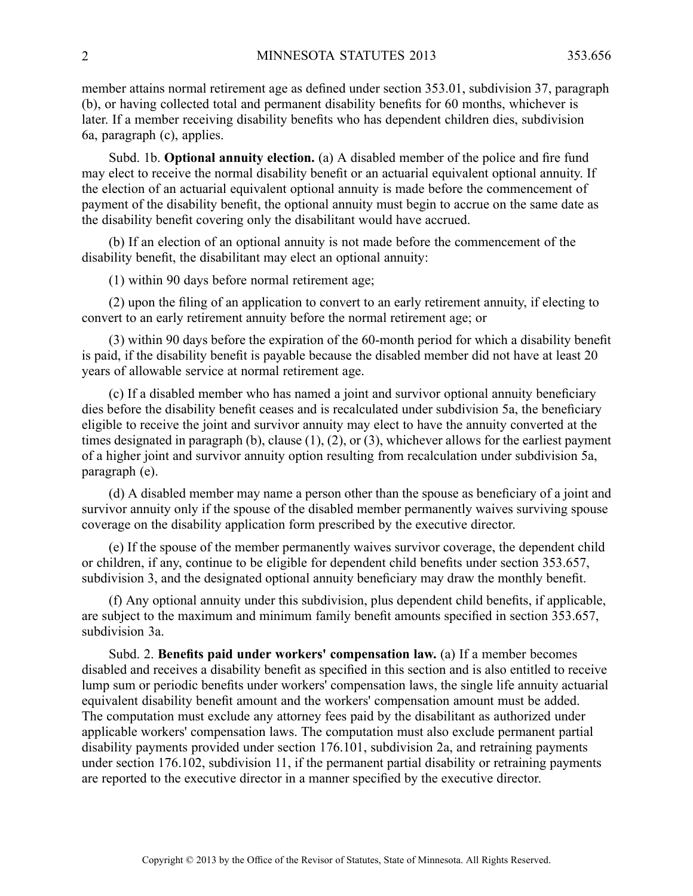member attains normal retirement age as defined under section 353.01, subdivision 37, paragraph (b), or having collected total and permanent disability benefits for 60 months, whichever is later. If a member receiving disability benefits who has dependent children dies, subdivision 6a, paragraph (c), applies.

Subd. 1b. **Optional annuity election.** (a) A disabled member of the police and fire fund may elect to receive the normal disability benefit or an actuarial equivalent optional annuity. If the election of an actuarial equivalent optional annuity is made before the commencement of payment of the disability benefit, the optional annuity must begin to accrue on the same date as the disability benefit covering only the disabilitant would have accrued.

(b) If an election of an optional annuity is not made before the commencement of the disability benefit, the disabilitant may elect an optional annuity:

(1) within 90 days before normal retirement age;

(2) upon the filing of an application to convert to an early retirement annuity, if electing to convert to an early retirement annuity before the normal retirement age; or

(3) within 90 days before the expiration of the 60-month period for which a disability benefit is paid, if the disability benefit is payable because the disabled member did not have at least 20 years of allowable service at normal retirement age.

(c) If a disabled member who has named a joint and survivor optional annuity beneficiary dies before the disability benefit ceases and is recalculated under subdivision 5a, the beneficiary eligible to receive the joint and survivor annuity may elect to have the annuity converted at the times designated in paragraph (b), clause (1), (2), or (3), whichever allows for the earliest payment of a higher joint and survivor annuity option resulting from recalculation under subdivision 5a, paragraph (e).

(d) A disabled member may name a person other than the spouse as beneficiary of a joint and survivor annuity only if the spouse of the disabled member permanently waives surviving spouse coverage on the disability application form prescribed by the executive director.

(e) If the spouse of the member permanently waives survivor coverage, the dependent child or children, if any, continue to be eligible for dependent child benefits under section 353.657, subdivision 3, and the designated optional annuity beneficiary may draw the monthly benefit.

(f) Any optional annuity under this subdivision, plus dependent child benefits, if applicable, are subject to the maximum and minimum family benefit amounts specified in section 353.657, subdivision 3a.

Subd. 2. **Benefits paid under workers' compensation law.** (a) If a member becomes disabled and receives a disability benefit as specified in this section and is also entitled to receive lump sum or periodic benefits under workers' compensation laws, the single life annuity actuarial equivalent disability benefit amount and the workers' compensation amount must be added. The computation must exclude any attorney fees paid by the disabilitant as authorized under applicable workers' compensation laws. The computation must also exclude permanent partial disability payments provided under section 176.101, subdivision 2a, and retraining payments under section 176.102, subdivision 11, if the permanent partial disability or retraining payments are reported to the executive director in a manner specified by the executive director.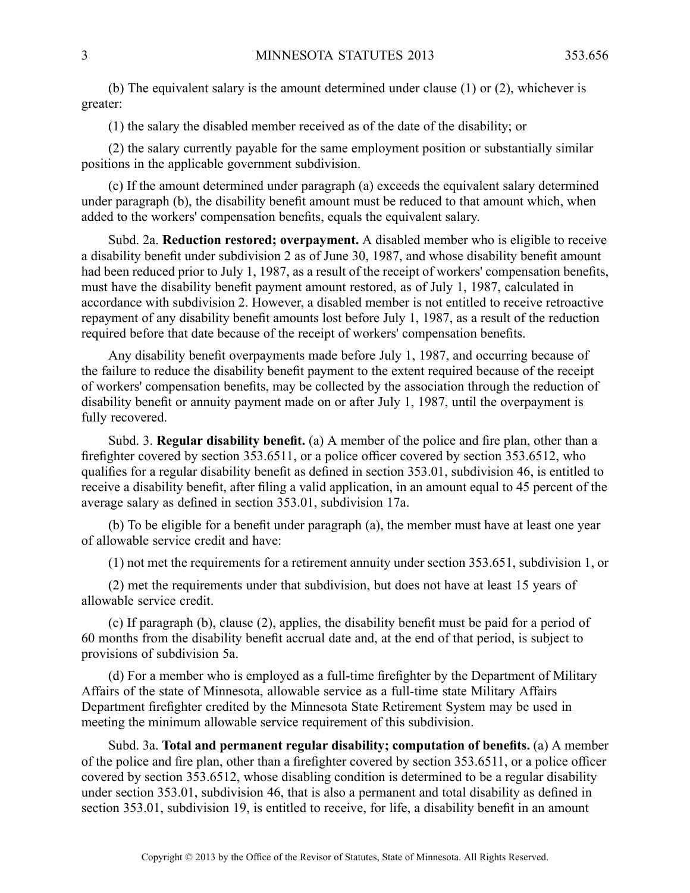(b) The equivalent salary is the amount determined under clause (1) or (2), whichever is greater:

(1) the salary the disabled member received as of the date of the disability; or

(2) the salary currently payable for the same employment position or substantially similar positions in the applicable government subdivision.

(c) If the amount determined under paragraph (a) exceeds the equivalent salary determined under paragraph (b), the disability benefit amount must be reduced to that amount which, when added to the workers' compensation benefits, equals the equivalent salary.

Subd. 2a. **Reduction restored; overpayment.** A disabled member who is eligible to receive a disability benefit under subdivision 2 as of June 30, 1987, and whose disability benefit amount had been reduced prior to July 1, 1987, as a result of the receipt of workers' compensation benefits, must have the disability benefit payment amount restored, as of July 1, 1987, calculated in accordance with subdivision 2. However, a disabled member is not entitled to receive retroactive repayment of any disability benefit amounts lost before July 1, 1987, as a result of the reduction required before that date because of the receipt of workers' compensation benefits.

Any disability benefit overpayments made before July 1, 1987, and occurring because of the failure to reduce the disability benefit payment to the extent required because of the receipt of workers' compensation benefits, may be collected by the association through the reduction of disability benefit or annuity payment made on or after July 1, 1987, until the overpayment is fully recovered.

Subd. 3. **Regular disability benefit.** (a) A member of the police and fire plan, other than a firefighter covered by section 353.6511, or a police officer covered by section 353.6512, who qualifies for a regular disability benefit as defined in section 353.01, subdivision 46, is entitled to receive a disability benefit, after filing a valid application, in an amount equal to 45 percent of the average salary as defined in section 353.01, subdivision 17a.

(b) To be eligible for a benefit under paragraph (a), the member must have at least one year of allowable service credit and have:

(1) not met the requirements for a retirement annuity under section 353.651, subdivision 1, or

(2) met the requirements under that subdivision, but does not have at least 15 years of allowable service credit.

(c) If paragraph (b), clause (2), applies, the disability benefit must be paid for a period of 60 months from the disability benefit accrual date and, at the end of that period, is subject to provisions of subdivision 5a.

(d) For a member who is employed as a full-time firefighter by the Department of Military Affairs of the state of Minnesota, allowable service as a full-time state Military Affairs Department firefighter credited by the Minnesota State Retirement System may be used in meeting the minimum allowable service requirement of this subdivision.

Subd. 3a. **Total and permanent regular disability; computation of benefits.** (a) A member of the police and fire plan, other than a firefighter covered by section 353.6511, or a police officer covered by section 353.6512, whose disabling condition is determined to be a regular disability under section 353.01, subdivision 46, that is also a permanent and total disability as defined in section 353.01, subdivision 19, is entitled to receive, for life, a disability benefit in an amount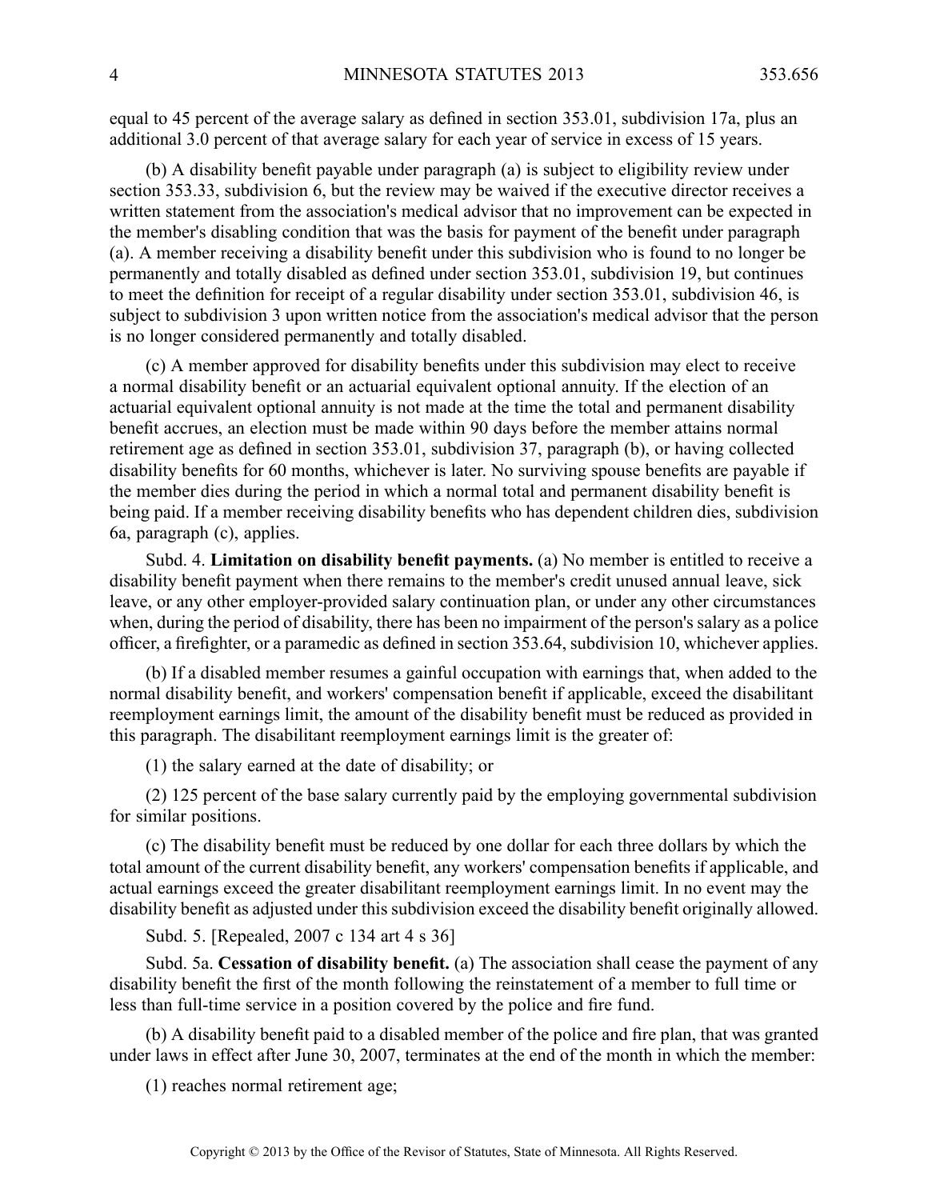equal to 45 percent of the average salary as defined in section 353.01, subdivision 17a, plus an additional 3.0 percent of that average salary for each year of service in excess of 15 years.

(b) A disability benefit payable under paragraph (a) is subject to eligibility review under section 353.33, subdivision 6, but the review may be waived if the executive director receives a written statement from the association's medical advisor that no improvement can be expected in the member's disabling condition that was the basis for payment of the benefit under paragraph (a). A member receiving a disability benefit under this subdivision who is found to no longer be permanently and totally disabled as defined under section 353.01, subdivision 19, but continues to meet the definition for receipt of a regular disability under section 353.01, subdivision 46, is subject to subdivision 3 upon written notice from the association's medical advisor that the person is no longer considered permanently and totally disabled.

(c) A member approved for disability benefits under this subdivision may elect to receive a normal disability benefit or an actuarial equivalent optional annuity. If the election of an actuarial equivalent optional annuity is not made at the time the total and permanent disability benefit accrues, an election must be made within 90 days before the member attains normal retirement age as defined in section 353.01, subdivision 37, paragraph (b), or having collected disability benefits for 60 months, whichever is later. No surviving spouse benefits are payable if the member dies during the period in which a normal total and permanent disability benefit is being paid. If a member receiving disability benefits who has dependent children dies, subdivision 6a, paragraph (c), applies.

Subd. 4. **Limitation on disability benefit payments.** (a) No member is entitled to receive a disability benefit payment when there remains to the member's credit unused annual leave, sick leave, or any other employer-provided salary continuation plan, or under any other circumstances when, during the period of disability, there has been no impairment of the person's salary as a police officer, a firefighter, or a paramedic as defined in section 353.64, subdivision 10, whichever applies.

(b) If a disabled member resumes a gainful occupation with earnings that, when added to the normal disability benefit, and workers' compensation benefit if applicable, exceed the disabilitant reemployment earnings limit, the amount of the disability benefit must be reduced as provided in this paragraph. The disabilitant reemployment earnings limit is the greater of:

(1) the salary earned at the date of disability; or

(2) 125 percent of the base salary currently paid by the employing governmental subdivision for similar positions.

(c) The disability benefit must be reduced by one dollar for each three dollars by which the total amount of the current disability benefit, any workers' compensation benefits if applicable, and actual earnings exceed the greater disabilitant reemployment earnings limit. In no event may the disability benefit as adjusted under this subdivision exceed the disability benefit originally allowed.

Subd. 5. [Repealed, 2007 c 134 art 4 s 36]

Subd. 5a. **Cessation of disability benefit.** (a) The association shall cease the payment of any disability benefit the first of the month following the reinstatement of a member to full time or less than full-time service in a position covered by the police and fire fund.

(b) A disability benefit paid to a disabled member of the police and fire plan, that was granted under laws in effect after June 30, 2007, terminates at the end of the month in which the member:

(1) reaches normal retirement age;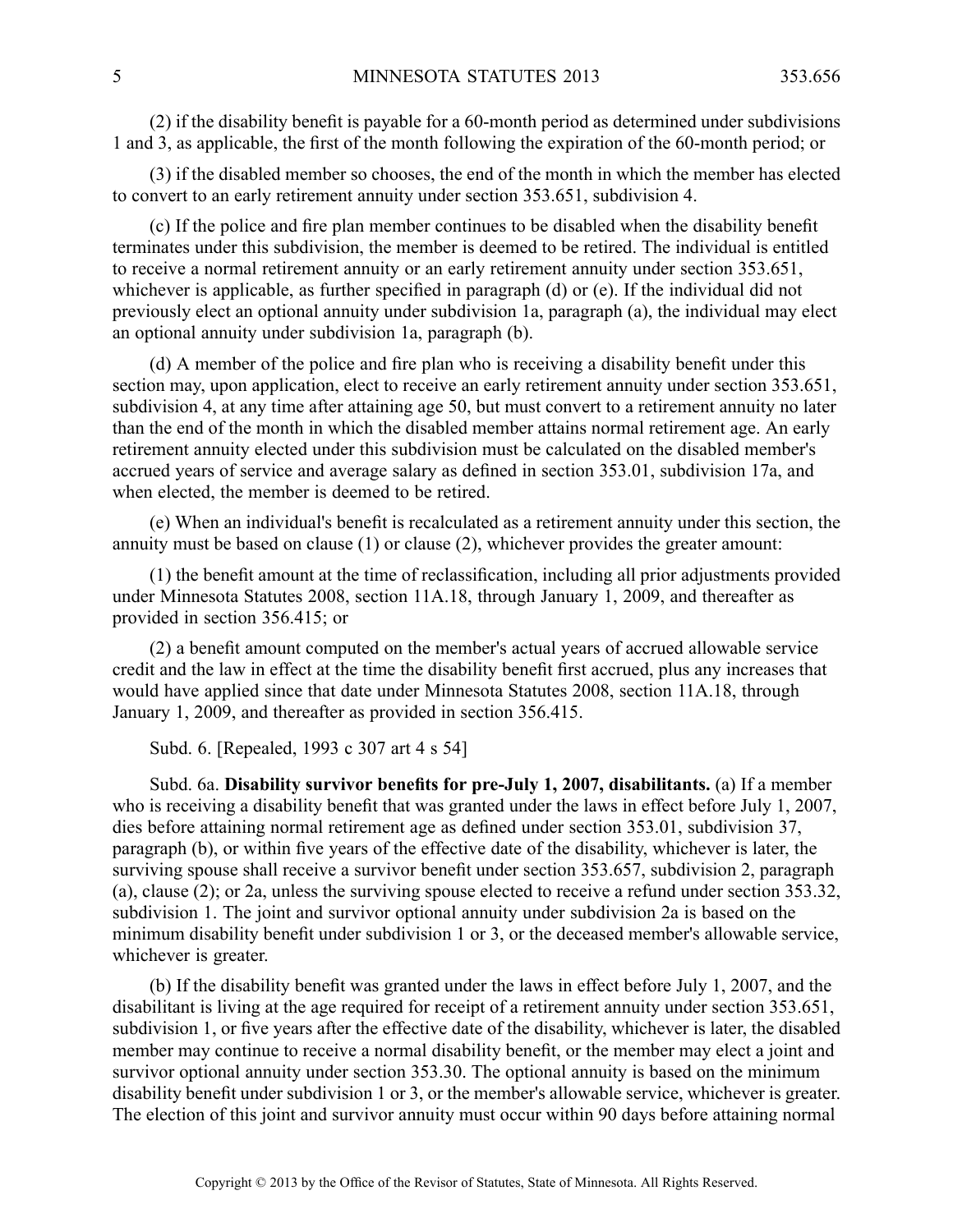(2) if the disability benefit is payable for a 60-month period as determined under subdivisions 1 and 3, as applicable, the first of the month following the expiration of the 60-month period; or

(3) if the disabled member so chooses, the end of the month in which the member has elected to convert to an early retirement annuity under section 353.651, subdivision 4.

(c) If the police and fire plan member continues to be disabled when the disability benefit terminates under this subdivision, the member is deemed to be retired. The individual is entitled to receive a normal retirement annuity or an early retirement annuity under section 353.651, whichever is applicable, as further specified in paragraph (d) or (e). If the individual did not previously elect an optional annuity under subdivision 1a, paragraph (a), the individual may elect an optional annuity under subdivision 1a, paragraph (b).

(d) A member of the police and fire plan who is receiving a disability benefit under this section may, upon application, elect to receive an early retirement annuity under section 353.651, subdivision 4, at any time after attaining age 50, but must convert to a retirement annuity no later than the end of the month in which the disabled member attains normal retirement age. An early retirement annuity elected under this subdivision must be calculated on the disabled member's accrued years of service and average salary as defined in section 353.01, subdivision 17a, and when elected, the member is deemed to be retired.

(e) When an individual's benefit is recalculated as a retirement annuity under this section, the annuity must be based on clause (1) or clause (2), whichever provides the greater amount:

(1) the benefit amount at the time of reclassification, including all prior adjustments provided under Minnesota Statutes 2008, section 11A.18, through January 1, 2009, and thereafter as provided in section 356.415; or

(2) a benefit amount computed on the member's actual years of accrued allowable service credit and the law in effect at the time the disability benefit first accrued, plus any increases that would have applied since that date under Minnesota Statutes 2008, section 11A.18, through January 1, 2009, and thereafter as provided in section 356.415.

Subd. 6. [Repealed, 1993 c 307 art 4 s 54]

Subd. 6a. **Disability survivor benefits for pre-July 1, 2007, disabilitants.** (a) If a member who is receiving a disability benefit that was granted under the laws in effect before July 1, 2007, dies before attaining normal retirement age as defined under section 353.01, subdivision 37, paragraph (b), or within five years of the effective date of the disability, whichever is later, the surviving spouse shall receive a survivor benefit under section 353.657, subdivision 2, paragraph (a), clause (2); or 2a, unless the surviving spouse elected to receive a refund under section 353.32, subdivision 1. The joint and survivor optional annuity under subdivision 2a is based on the minimum disability benefit under subdivision 1 or 3, or the deceased member's allowable service, whichever is greater.

(b) If the disability benefit was granted under the laws in effect before July 1, 2007, and the disabilitant is living at the age required for receipt of a retirement annuity under section 353.651, subdivision 1, or five years after the effective date of the disability, whichever is later, the disabled member may continue to receive a normal disability benefit, or the member may elect a joint and survivor optional annuity under section 353.30. The optional annuity is based on the minimum disability benefit under subdivision 1 or 3, or the member's allowable service, whichever is greater. The election of this joint and survivor annuity must occur within 90 days before attaining normal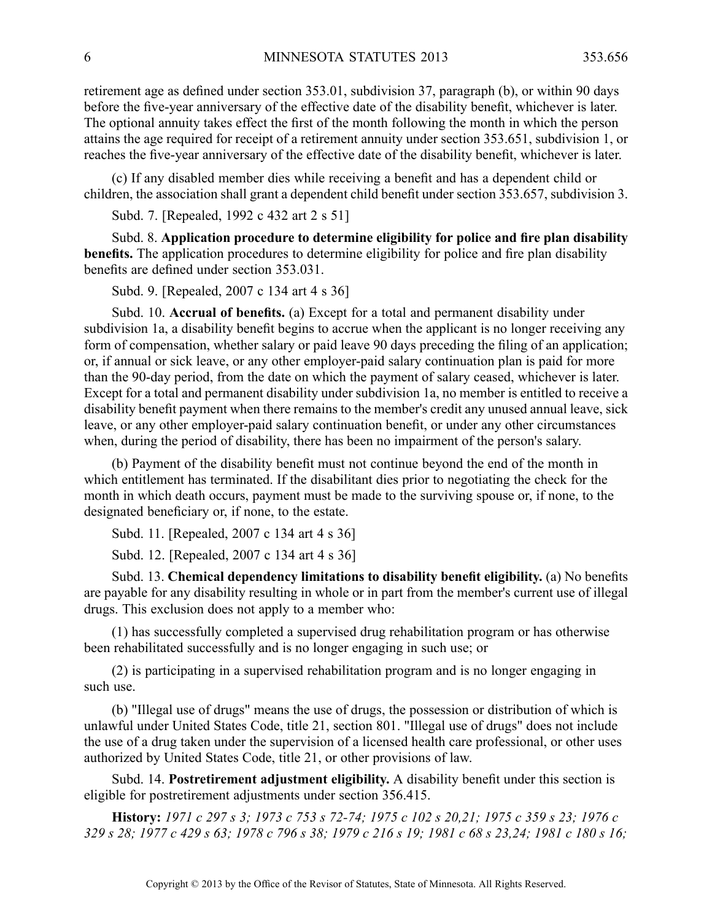retirement age as defined under section 353.01, subdivision 37, paragraph (b), or within 90 days before the five-year anniversary of the effective date of the disability benefit, whichever is later. The optional annuity takes effect the first of the month following the month in which the person attains the age required for receipt of a retirement annuity under section 353.651, subdivision 1, or reaches the five-year anniversary of the effective date of the disability benefit, whichever is later.

(c) If any disabled member dies while receiving a benefit and has a dependent child or children, the association shall grant a dependent child benefit under section 353.657, subdivision 3.

Subd. 7. [Repealed, 1992 c 432 art 2 s 51]

Subd. 8. **Application procedure to determine eligibility for police and fire plan disability benefits.** The application procedures to determine eligibility for police and fire plan disability benefits are defined under section 353.031.

Subd. 9. [Repealed, 2007 c 134 art 4 s 36]

Subd. 10. **Accrual of benefits.** (a) Except for a total and permanent disability under subdivision 1a, a disability benefit begins to accrue when the applicant is no longer receiving any form of compensation, whether salary or paid leave 90 days preceding the filing of an application; or, if annual or sick leave, or any other employer-paid salary continuation plan is paid for more than the 90-day period, from the date on which the payment of salary ceased, whichever is later. Except for a total and permanent disability under subdivision 1a, no member is entitled to receive a disability benefit payment when there remains to the member's credit any unused annual leave, sick leave, or any other employer-paid salary continuation benefit, or under any other circumstances when, during the period of disability, there has been no impairment of the person's salary.

(b) Payment of the disability benefit must not continue beyond the end of the month in which entitlement has terminated. If the disabilitant dies prior to negotiating the check for the month in which death occurs, payment must be made to the surviving spouse or, if none, to the designated beneficiary or, if none, to the estate.

Subd. 11. [Repealed, 2007 c 134 art 4 s 36]

Subd. 12. [Repealed, 2007 c 134 art 4 s 36]

Subd. 13. **Chemical dependency limitations to disability benefit eligibility.** (a) No benefits are payable for any disability resulting in whole or in part from the member's current use of illegal drugs. This exclusion does not apply to a member who:

(1) has successfully completed a supervised drug rehabilitation program or has otherwise been rehabilitated successfully and is no longer engaging in such use; or

(2) is participating in a supervised rehabilitation program and is no longer engaging in such use.

(b) "Illegal use of drugs" means the use of drugs, the possession or distribution of which is unlawful under United States Code, title 21, section 801. "Illegal use of drugs" does not include the use of a drug taken under the supervision of a licensed health care professional, or other uses authorized by United States Code, title 21, or other provisions of law.

Subd. 14. **Postretirement adjustment eligibility.** A disability benefit under this section is eligible for postretirement adjustments under section 356.415.

**History:** *1971 c 297 s 3; 1973 c 753 s 72-74; 1975 c 102 s 20,21; 1975 c 359 s 23; 1976 c 329 s 28; 1977 c 429 s 63; 1978 c 796 s 38; 1979 c 216 s 19; 1981 c 68 s 23,24; 1981 c 180 s 16;*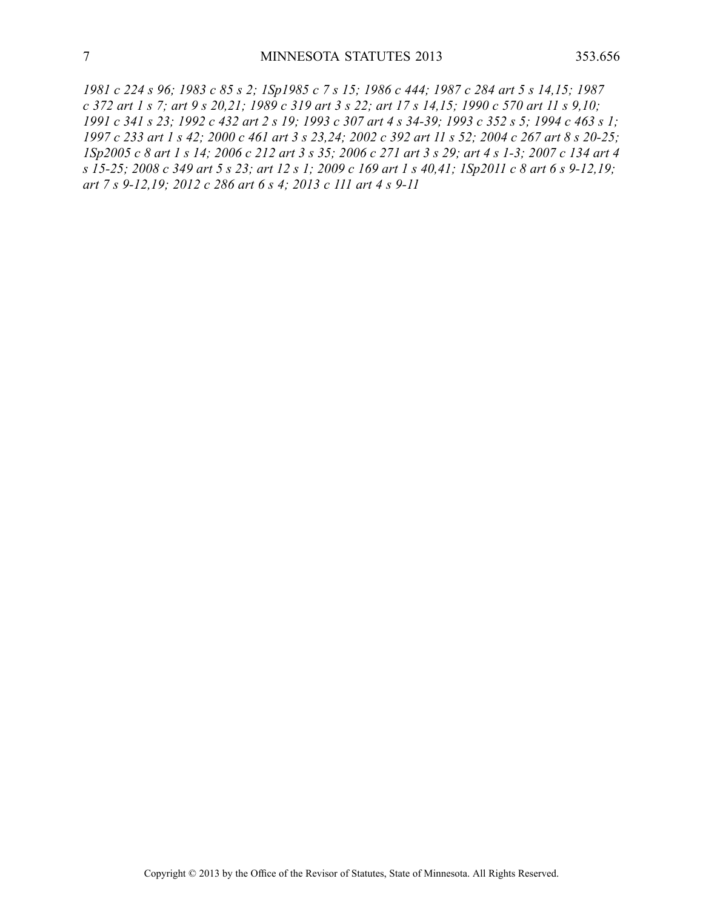*1981 c 224 s 96; 1983 c 85 s 2; 1Sp1985 c 7 s 15; 1986 c 444; 1987 c 284 art 5 s 14,15; 1987 c 372 art 1 s 7; art 9 s 20,21; 1989 c 319 art 3 s 22; art 17 s 14,15; 1990 c 570 art 11 s 9,10; 1991 c 341 s 23; 1992 c 432 art 2 s 19; 1993 c 307 art 4 s 34-39; 1993 c 352 s 5; 1994 c 463 s 1; 1997 c 233 art 1 s 42; 2000 c 461 art 3 s 23,24; 2002 c 392 art 11 s 52; 2004 c 267 art 8 s 20-25; 1Sp2005 c 8 art 1 s 14; 2006 c 212 art 3 s 35; 2006 c 271 art 3 s 29; art 4 s 1-3; 2007 c 134 art 4 s 15-25; 2008 c 349 art 5 s 23; art 12 s 1; 2009 c 169 art 1 s 40,41; 1Sp2011 c 8 art 6 s 9-12,19; art 7 s 9-12,19; 2012 c 286 art 6 s 4; 2013 c 111 art 4 s 9-11*